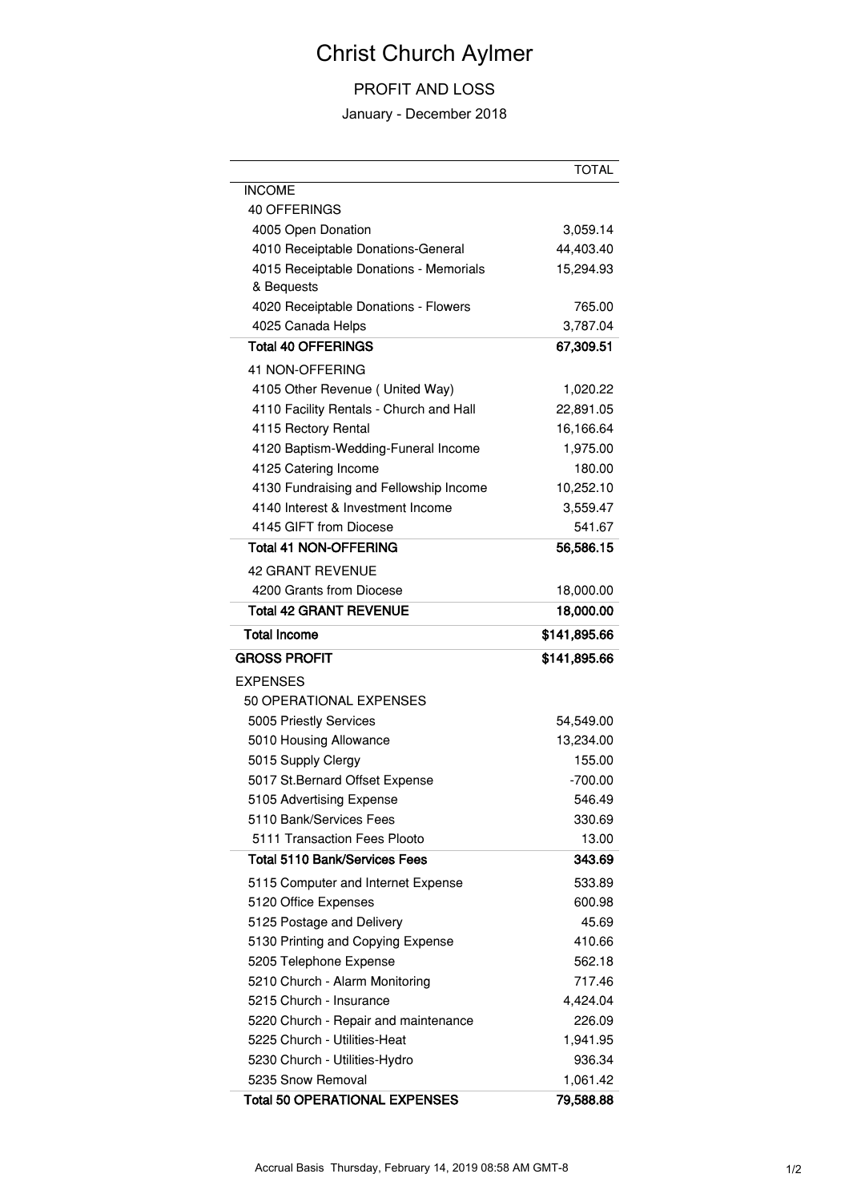# Christ Church Aylmer

## PROFIT AND LOSS

January - December 2018

| | TOTAL |
|---|---|
| INCOME | |
| 40 OFFERINGS | |
| 4005 Open Donation | 3,059.14 |
| 4010 Receiptable Donations-General | 44,403.40 |
| 4015 Receiptable Donations - Memorials & Bequests | 15,294.93 |
| 4020 Receiptable Donations - Flowers | 765.00 |
| 4025 Canada Helps | 3,787.04 |
| **Total 40 OFFERINGS** | **67,309.51** |
| 41 NON-OFFERING | |
| 4105 Other Revenue ( United Way) | 1,020.22 |
| 4110 Facility Rentals - Church and Hall | 22,891.05 |
| 4115 Rectory Rental | 16,166.64 |
| 4120 Baptism-Wedding-Funeral Income | 1,975.00 |
| 4125 Catering Income | 180.00 |
| 4130 Fundraising and Fellowship Income | 10,252.10 |
| 4140 Interest & Investment Income | 3,559.47 |
| 4145 GIFT from Diocese | 541.67 |
| **Total 41 NON-OFFERING** | **56,586.15** |
| 42 GRANT REVENUE | |
| 4200 Grants from Diocese | 18,000.00 |
| **Total 42 GRANT REVENUE** | **18,000.00** |
| **Total Income** | **$141,895.66** |
| **GROSS PROFIT** | **$141,895.66** |
| EXPENSES | |
| 50 OPERATIONAL EXPENSES | |
| 5005 Priestly Services | 54,549.00 |
| 5010 Housing Allowance | 13,234.00 |
| 5015 Supply Clergy | 155.00 |
| 5017 St.Bernard Offset Expense | -700.00 |
| 5105 Advertising Expense | 546.49 |
| 5110 Bank/Services Fees | 330.69 |
| 5111 Transaction Fees Plooto | 13.00 |
| **Total 5110 Bank/Services Fees** | **343.69** |
| 5115 Computer and Internet Expense | 533.89 |
| 5120 Office Expenses | 600.98 |
| 5125 Postage and Delivery | 45.69 |
| 5130 Printing and Copying Expense | 410.66 |
| 5205 Telephone Expense | 562.18 |
| 5210 Church - Alarm Monitoring | 717.46 |
| 5215 Church - Insurance | 4,424.04 |
| 5220 Church - Repair and maintenance | 226.09 |
| 5225 Church - Utilities-Heat | 1,941.95 |
| 5230 Church - Utilities-Hydro | 936.34 |
| 5235 Snow Removal | 1,061.42 |
| **Total 50 OPERATIONAL EXPENSES** | **79,588.88** |

Accrual Basis Thursday, February 14, 2019 08:58 AM GMT-8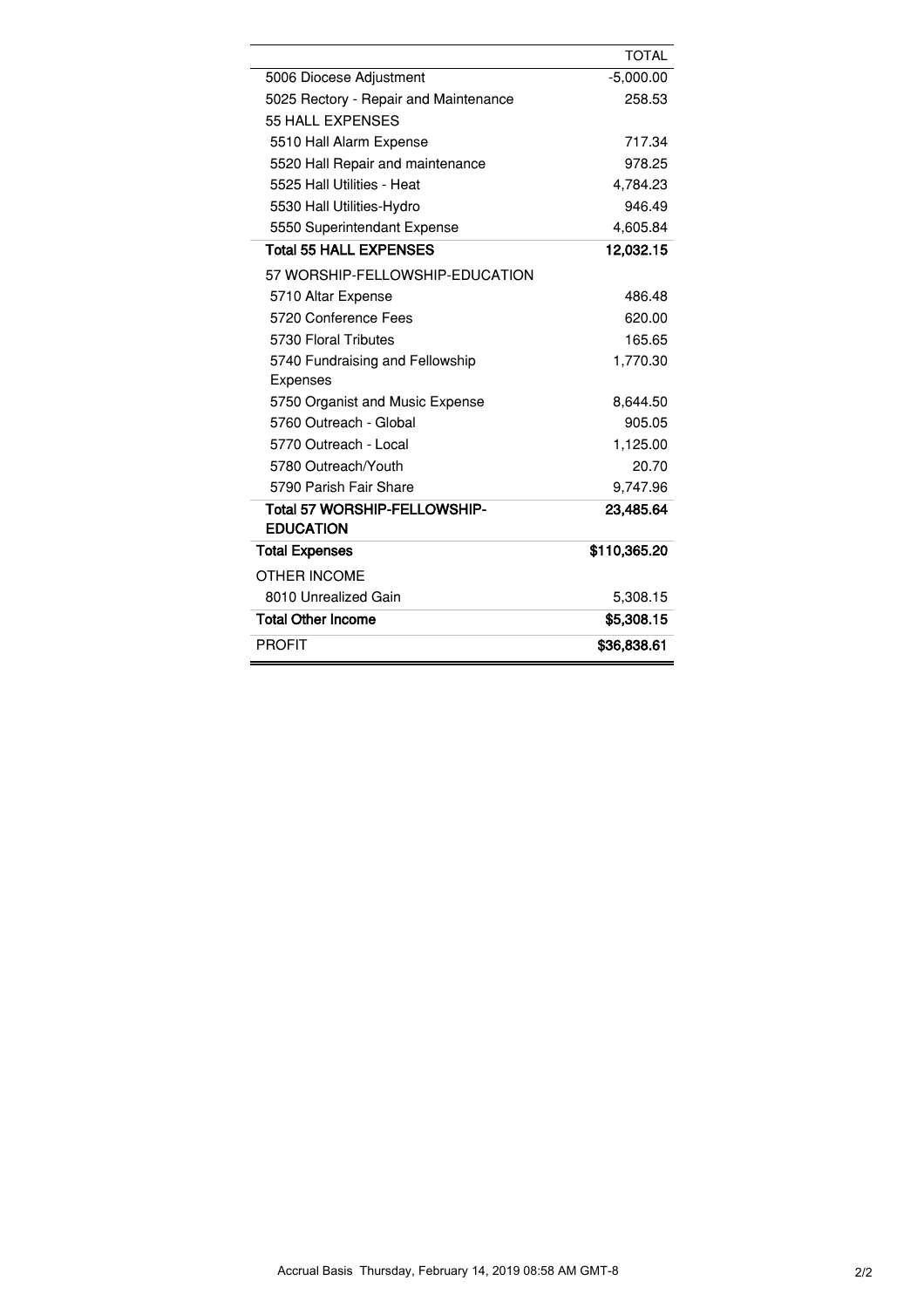| | TOTAL |
|---|---|
| 5006 Diocese Adjustment | -5,000.00 |
| 5025 Rectory - Repair and Maintenance | 258.53 |
| 55 HALL EXPENSES | |
| 5510 Hall Alarm Expense | 717.34 |
| 5520 Hall Repair and maintenance | 978.25 |
| 5525 Hall Utilities - Heat | 4,784.23 |
| 5530 Hall Utilities-Hydro | 946.49 |
| 5550 Superintendant Expense | 4,605.84 |
| **Total 55 HALL EXPENSES** | **12,032.15** |
| 57 WORSHIP-FELLOWSHIP-EDUCATION | |
| 5710 Altar Expense | 486.48 |
| 5720 Conference Fees | 620.00 |
| 5730 Floral Tributes | 165.65 |
| 5740 Fundraising and Fellowship Expenses | 1,770.30 |
| 5750 Organist and Music Expense | 8,644.50 |
| 5760 Outreach - Global | 905.05 |
| 5770 Outreach - Local | 1,125.00 |
| 5780 Outreach/Youth | 20.70 |
| 5790 Parish Fair Share | 9,747.96 |
| **Total 57 WORSHIP-FELLOWSHIP-EDUCATION** | **23,485.64** |
| **Total Expenses** | **$110,365.20** |
| OTHER INCOME | |
| 8010 Unrealized Gain | 5,308.15 |
| **Total Other Income** | **$5,308.15** |
| PROFIT | **$36,838.61** |

Accrual Basis Thursday, February 14, 2019 08:58 AM GMT-8